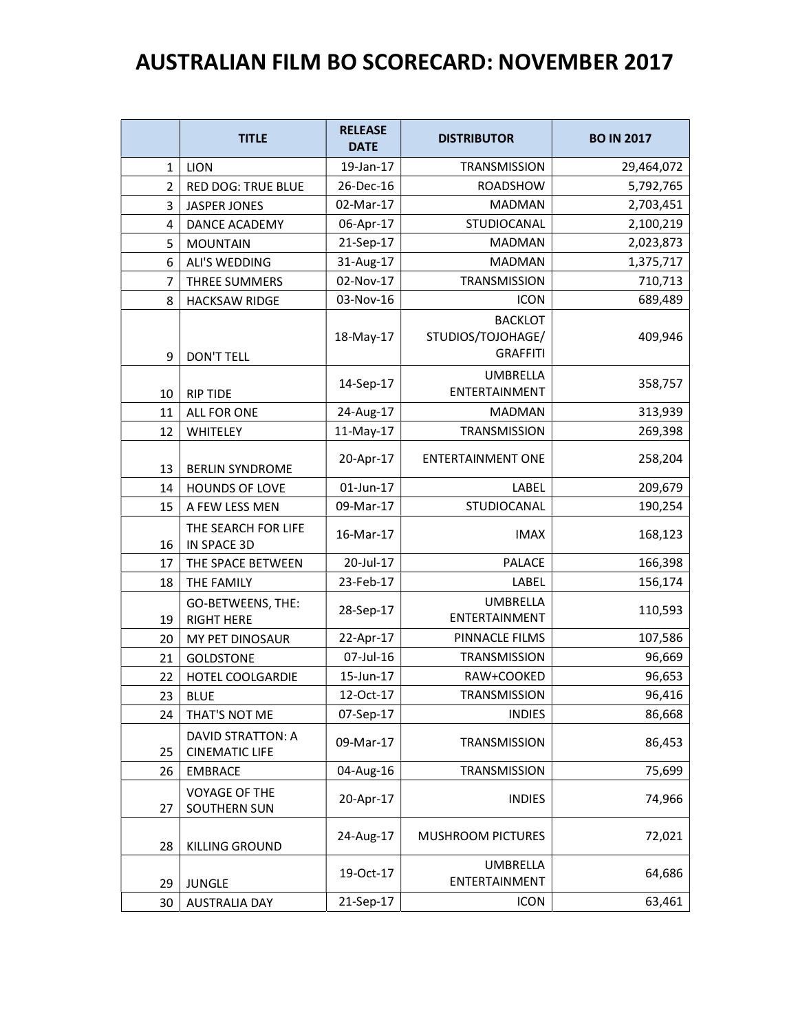# AUSTRALIAN FILM BO SCORECARD: NOVEMBER 2017

| | TITLE | RELEASE DATE | DISTRIBUTOR | BO IN 2017 |
|---|---|---|---|---|
| 1 | LION | 19-Jan-17 | TRANSMISSION | 29,464,072 |
| 2 | RED DOG: TRUE BLUE | 26-Dec-16 | ROADSHOW | 5,792,765 |
| 3 | JASPER JONES | 02-Mar-17 | MADMAN | 2,703,451 |
| 4 | DANCE ACADEMY | 06-Apr-17 | STUDIOCANAL | 2,100,219 |
| 5 | MOUNTAIN | 21-Sep-17 | MADMAN | 2,023,873 |
| 6 | ALI'S WEDDING | 31-Aug-17 | MADMAN | 1,375,717 |
| 7 | THREE SUMMERS | 02-Nov-17 | TRANSMISSION | 710,713 |
| 8 | HACKSAW RIDGE | 03-Nov-16 | ICON | 689,489 |
| 9 | DON'T TELL | 18-May-17 | BACKLOT STUDIOS/TOJOHAGE/ GRAFFITI | 409,946 |
| 10 | RIP TIDE | 14-Sep-17 | UMBRELLA ENTERTAINMENT | 358,757 |
| 11 | ALL FOR ONE | 24-Aug-17 | MADMAN | 313,939 |
| 12 | WHITELEY | 11-May-17 | TRANSMISSION | 269,398 |
| 13 | BERLIN SYNDROME | 20-Apr-17 | ENTERTAINMENT ONE | 258,204 |
| 14 | HOUNDS OF LOVE | 01-Jun-17 | LABEL | 209,679 |
| 15 | A FEW LESS MEN | 09-Mar-17 | STUDIOCANAL | 190,254 |
| 16 | THE SEARCH FOR LIFE IN SPACE 3D | 16-Mar-17 | IMAX | 168,123 |
| 17 | THE SPACE BETWEEN | 20-Jul-17 | PALACE | 166,398 |
| 18 | THE FAMILY | 23-Feb-17 | LABEL | 156,174 |
| 19 | GO-BETWEENS, THE: RIGHT HERE | 28-Sep-17 | UMBRELLA ENTERTAINMENT | 110,593 |
| 20 | MY PET DINOSAUR | 22-Apr-17 | PINNACLE FILMS | 107,586 |
| 21 | GOLDSTONE | 07-Jul-16 | TRANSMISSION | 96,669 |
| 22 | HOTEL COOLGARDIE | 15-Jun-17 | RAW+COOKED | 96,653 |
| 23 | BLUE | 12-Oct-17 | TRANSMISSION | 96,416 |
| 24 | THAT'S NOT ME | 07-Sep-17 | INDIES | 86,668 |
| 25 | DAVID STRATTON: A CINEMATIC LIFE | 09-Mar-17 | TRANSMISSION | 86,453 |
| 26 | EMBRACE | 04-Aug-16 | TRANSMISSION | 75,699 |
| 27 | VOYAGE OF THE SOUTHERN SUN | 20-Apr-17 | INDIES | 74,966 |
| 28 | KILLING GROUND | 24-Aug-17 | MUSHROOM PICTURES | 72,021 |
| 29 | JUNGLE | 19-Oct-17 | UMBRELLA ENTERTAINMENT | 64,686 |
| 30 | AUSTRALIA DAY | 21-Sep-17 | ICON | 63,461 |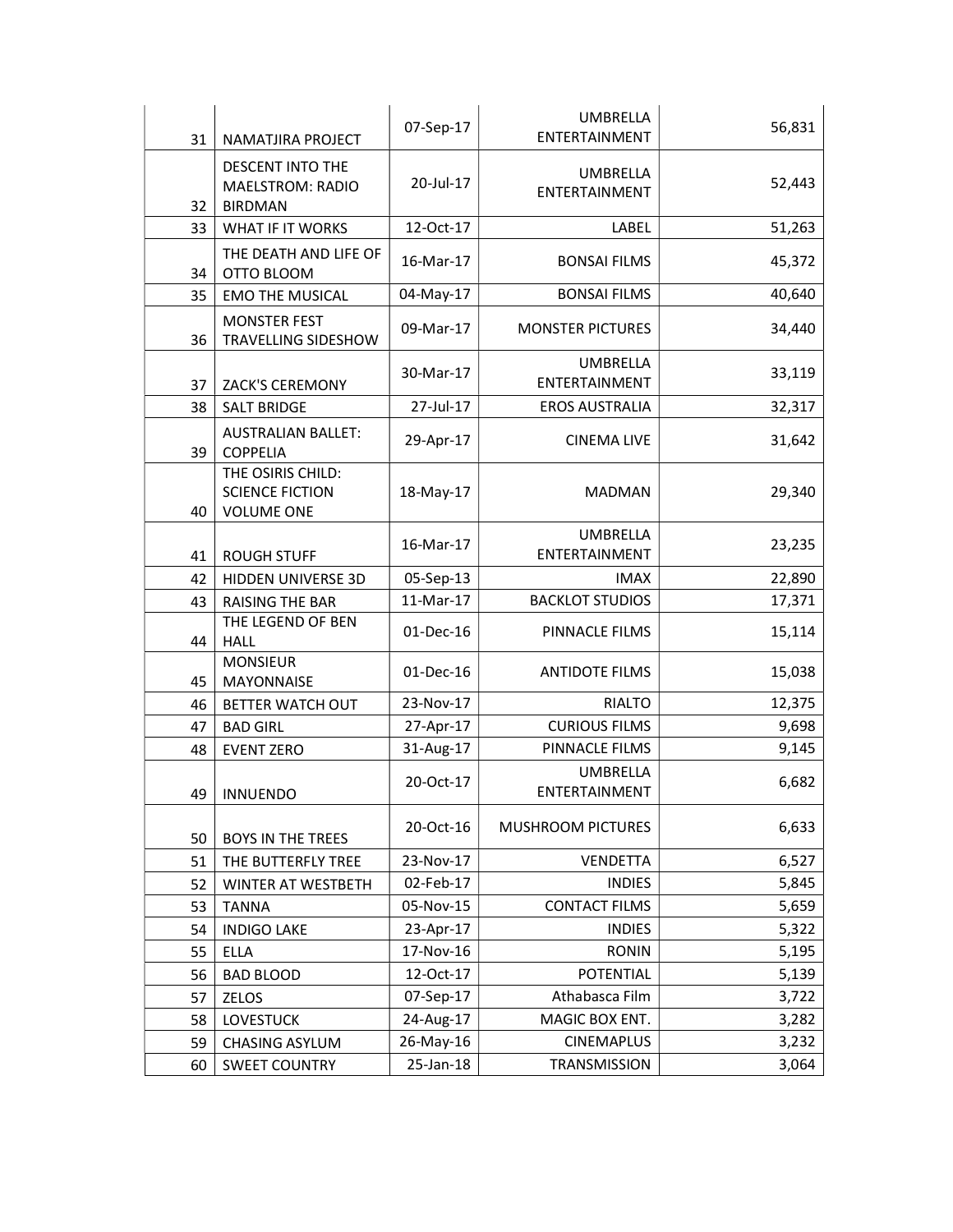| | | | | |
|---|---|---|---|---|
| 31 | NAMATJIRA PROJECT | 07-Sep-17 | UMBRELLA ENTERTAINMENT | 56,831 |
| 32 | DESCENT INTO THE MAELSTROM: RADIO BIRDMAN | 20-Jul-17 | UMBRELLA ENTERTAINMENT | 52,443 |
| 33 | WHAT IF IT WORKS | 12-Oct-17 | LABEL | 51,263 |
| 34 | THE DEATH AND LIFE OF OTTO BLOOM | 16-Mar-17 | BONSAI FILMS | 45,372 |
| 35 | EMO THE MUSICAL | 04-May-17 | BONSAI FILMS | 40,640 |
| 36 | MONSTER FEST TRAVELLING SIDESHOW | 09-Mar-17 | MONSTER PICTURES | 34,440 |
| 37 | ZACK'S CEREMONY | 30-Mar-17 | UMBRELLA ENTERTAINMENT | 33,119 |
| 38 | SALT BRIDGE | 27-Jul-17 | EROS AUSTRALIA | 32,317 |
| 39 | AUSTRALIAN BALLET: COPPELIA | 29-Apr-17 | CINEMA LIVE | 31,642 |
| 40 | THE OSIRIS CHILD: SCIENCE FICTION VOLUME ONE | 18-May-17 | MADMAN | 29,340 |
| 41 | ROUGH STUFF | 16-Mar-17 | UMBRELLA ENTERTAINMENT | 23,235 |
| 42 | HIDDEN UNIVERSE 3D | 05-Sep-13 | IMAX | 22,890 |
| 43 | RAISING THE BAR | 11-Mar-17 | BACKLOT STUDIOS | 17,371 |
| 44 | THE LEGEND OF BEN HALL | 01-Dec-16 | PINNACLE FILMS | 15,114 |
| 45 | MONSIEUR MAYONNAISE | 01-Dec-16 | ANTIDOTE FILMS | 15,038 |
| 46 | BETTER WATCH OUT | 23-Nov-17 | RIALTO | 12,375 |
| 47 | BAD GIRL | 27-Apr-17 | CURIOUS FILMS | 9,698 |
| 48 | EVENT ZERO | 31-Aug-17 | PINNACLE FILMS | 9,145 |
| 49 | INNUENDO | 20-Oct-17 | UMBRELLA ENTERTAINMENT | 6,682 |
| 50 | BOYS IN THE TREES | 20-Oct-16 | MUSHROOM PICTURES | 6,633 |
| 51 | THE BUTTERFLY TREE | 23-Nov-17 | VENDETTA | 6,527 |
| 52 | WINTER AT WESTBETH | 02-Feb-17 | INDIES | 5,845 |
| 53 | TANNA | 05-Nov-15 | CONTACT FILMS | 5,659 |
| 54 | INDIGO LAKE | 23-Apr-17 | INDIES | 5,322 |
| 55 | ELLA | 17-Nov-16 | RONIN | 5,195 |
| 56 | BAD BLOOD | 12-Oct-17 | POTENTIAL | 5,139 |
| 57 | ZELOS | 07-Sep-17 | Athabasca Film | 3,722 |
| 58 | LOVESTUCK | 24-Aug-17 | MAGIC BOX ENT. | 3,282 |
| 59 | CHASING ASYLUM | 26-May-16 | CINEMAPLUS | 3,232 |
| 60 | SWEET COUNTRY | 25-Jan-18 | TRANSMISSION | 3,064 |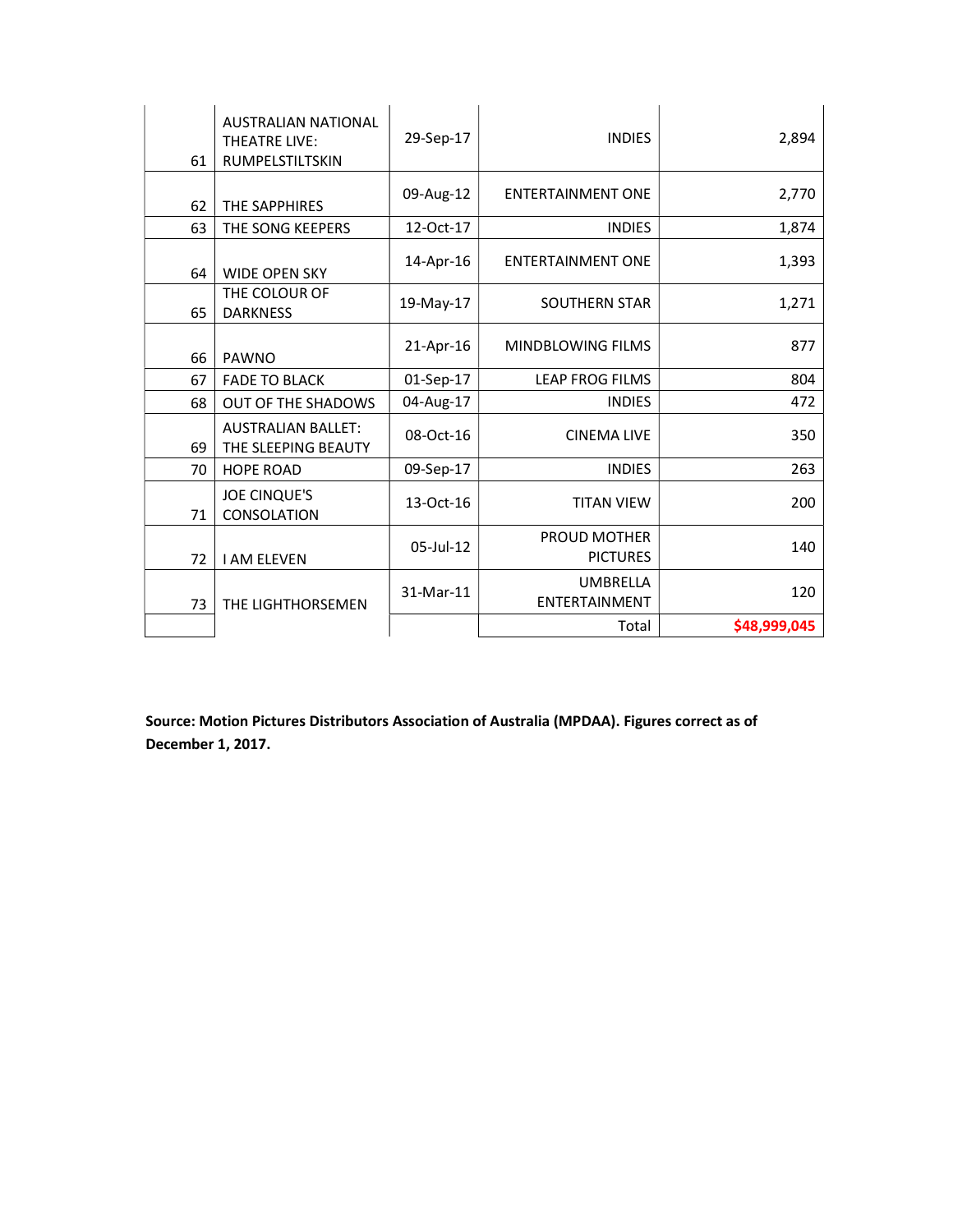| | | | | |
|---|---|---|---|---|
| 61 | AUSTRALIAN NATIONAL THEATRE LIVE: RUMPELSTILTSKIN | 29-Sep-17 | INDIES | 2,894 |
| 62 | THE SAPPHIRES | 09-Aug-12 | ENTERTAINMENT ONE | 2,770 |
| 63 | THE SONG KEEPERS | 12-Oct-17 | INDIES | 1,874 |
| 64 | WIDE OPEN SKY | 14-Apr-16 | ENTERTAINMENT ONE | 1,393 |
| 65 | THE COLOUR OF DARKNESS | 19-May-17 | SOUTHERN STAR | 1,271 |
| 66 | PAWNO | 21-Apr-16 | MINDBLOWING FILMS | 877 |
| 67 | FADE TO BLACK | 01-Sep-17 | LEAP FROG FILMS | 804 |
| 68 | OUT OF THE SHADOWS | 04-Aug-17 | INDIES | 472 |
| 69 | AUSTRALIAN BALLET: THE SLEEPING BEAUTY | 08-Oct-16 | CINEMA LIVE | 350 |
| 70 | HOPE ROAD | 09-Sep-17 | INDIES | 263 |
| 71 | JOE CINQUE'S CONSOLATION | 13-Oct-16 | TITAN VIEW | 200 |
| 72 | I AM ELEVEN | 05-Jul-12 | PROUD MOTHER PICTURES | 140 |
| 73 | THE LIGHTHORSEMEN | 31-Mar-11 | UMBRELLA ENTERTAINMENT | 120 |
| | | | Total | $48,999,045 |

**Source: Motion Pictures Distributors Association of Australia (MPDAA). Figures correct as of December 1, 2017.**